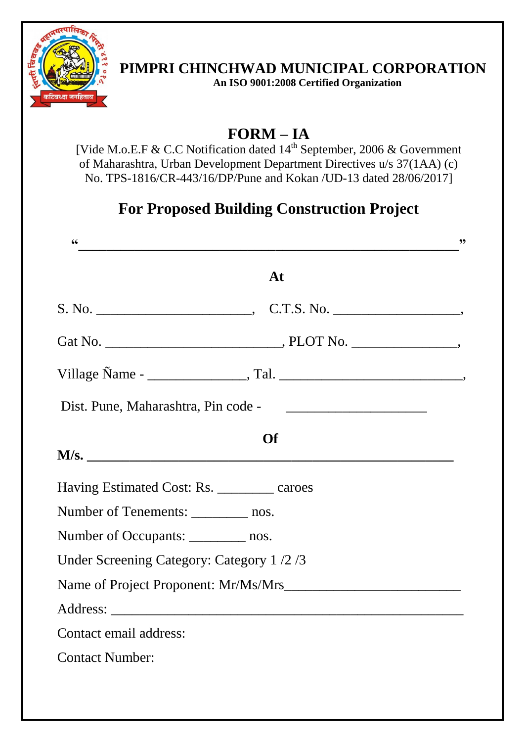# PIMPRI CHINCHWAD MUNICIPAL CORPORATION

**An ISO 9001:2008 Certified Organization**

## FORM – IA

[Vide M.o.E.F & C.C Notification dated 14th September, 2006 & Government of Maharashtra, Urban Development Department Directives u/s 37(1AA) (c) No. TPS-1816/CR-443/16/DP/Pune and Kokan /UD-13 dated 28/06/2017]

## For Proposed Building Construction Project

"________________________________________________"

**At**

S. No. ______________________, C.T.S. No. __________________,

Gat No. _________________________, PLOT No. _______________,

Village Ñame - ______________, Tal. ___________________________,

Dist. Pune, Maharashtra, Pin code - ____________________

**Of**

**M/s. ______________________________________________**

Having Estimated Cost: Rs. ________ caroes

Number of Tenements: ________ nos.

Number of Occupants: ________ nos.

Under Screening Category: Category 1 /2 /3

Name of Project Proponent: Mr/Ms/Mrs_________________________

Address: ___________________________________________________

Contact email address:

Contact Number: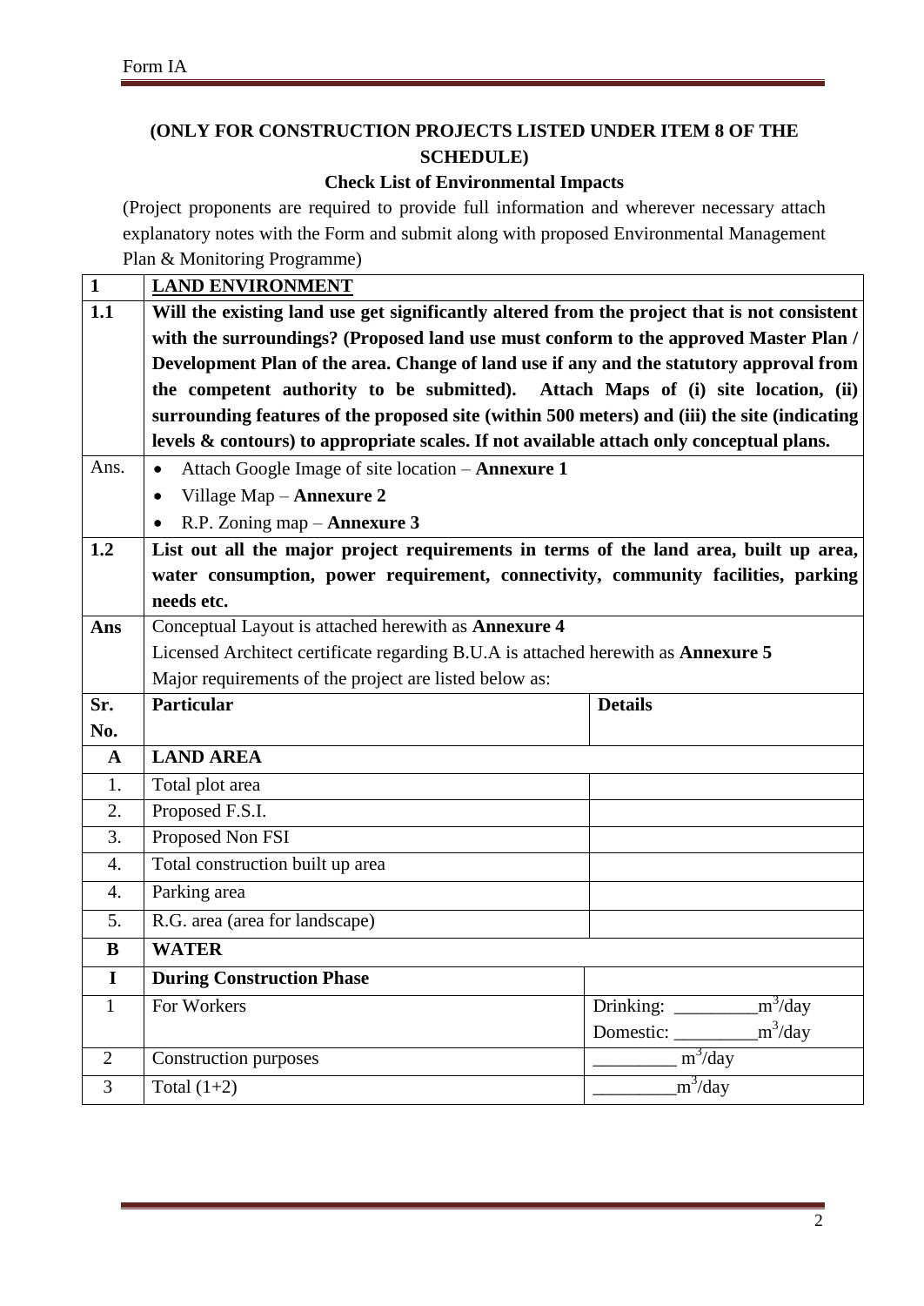**(ONLY FOR CONSTRUCTION PROJECTS LISTED UNDER ITEM 8 OF THE SCHEDULE)**

**Check List of Environmental Impacts**

(Project proponents are required to provide full information and wherever necessary attach explanatory notes with the Form and submit along with proposed Environmental Management Plan & Monitoring Programme)

| **1** | **LAND ENVIRONMENT** | |
|---|---|---|
| **1.1** | **Will the existing land use get significantly altered from the project that is not consistent with the surroundings? (Proposed land use must conform to the approved Master Plan / Development Plan of the area. Change of land use if any and the statutory approval from the competent authority to be submitted). Attach Maps of (i) site location, (ii) surrounding features of the proposed site (within 500 meters) and (iii) the site (indicating levels & contours) to appropriate scales. If not available attach only conceptual plans.** | |
| Ans. | • Attach Google Image of site location – **Annexure 1**<br>• Village Map – **Annexure 2**<br>• R.P. Zoning map – **Annexure 3** | |
| **1.2** | **List out all the major project requirements in terms of the land area, built up area, water consumption, power requirement, connectivity, community facilities, parking needs etc.** | |
| **Ans** | Conceptual Layout is attached herewith as **Annexure 4**<br>Licensed Architect certificate regarding B.U.A is attached herewith as **Annexure 5**<br>Major requirements of the project are listed below as: | |
| **Sr. No.** | **Particular** | **Details** |
| **A** | **LAND AREA** | |
| 1. | Total plot area | |
| 2. | Proposed F.S.I. | |
| 3. | Proposed Non FSI | |
| 4. | Total construction built up area | |
| 4. | Parking area | |
| 5. | R.G. area (area for landscape) | |
| **B** | **WATER** | |
| **I** | **During Construction Phase** | |
| 1 | For Workers | Drinking: _________$m^3$/day<br>Domestic: _________$m^3$/day |
| 2 | Construction purposes | _________ $m^3$/day |
| 3 | Total (1+2) | _________$m^3$/day |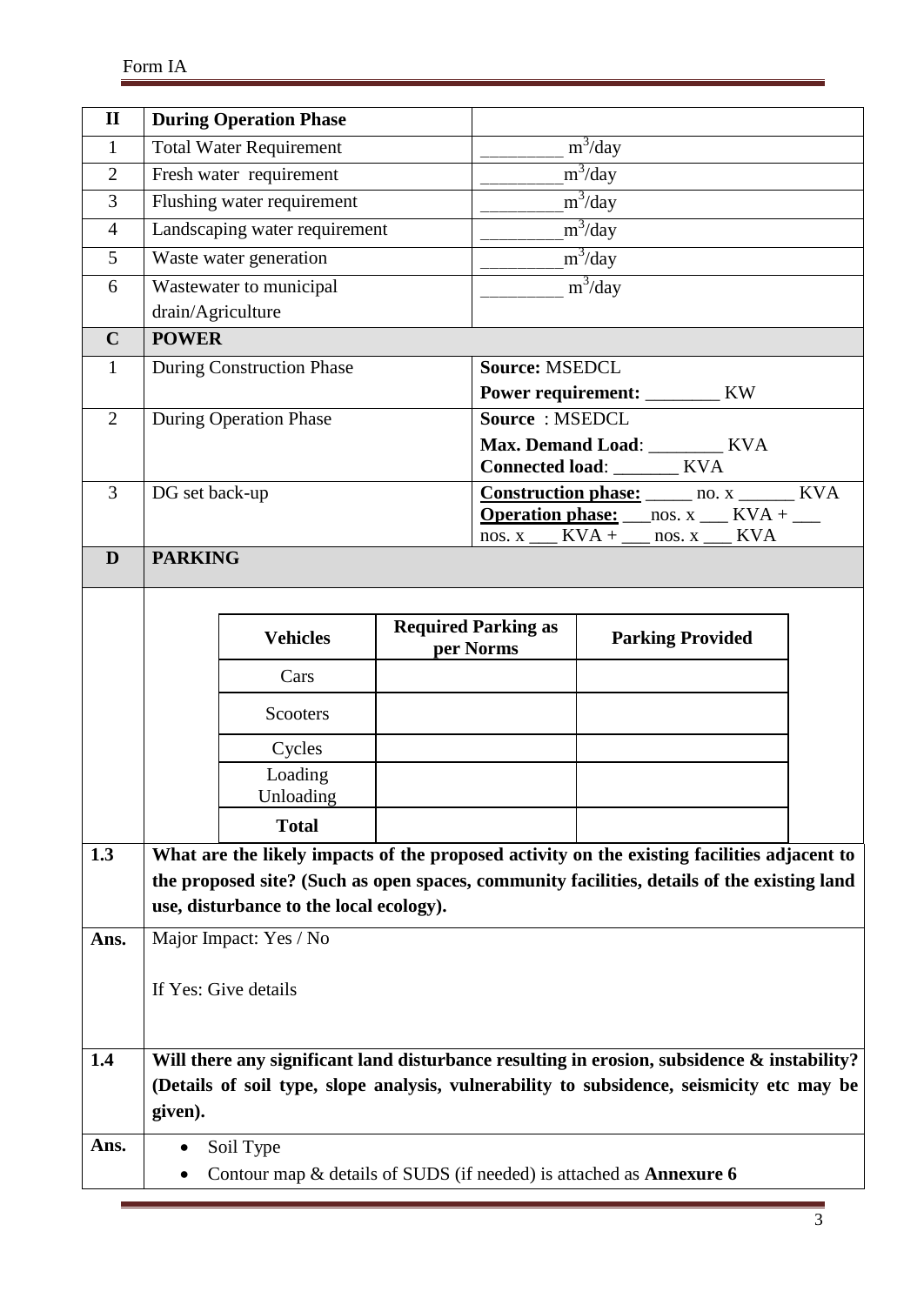| | | |
|---|---|---|
| **II** | **During Operation Phase** | |
| 1 | Total Water Requirement | _________ $m^3$/day |
| 2 | Fresh water requirement | _________ $m^3$/day |
| 3 | Flushing water requirement | _________ $m^3$/day |
| 4 | Landscaping water requirement | _________ $m^3$/day |
| 5 | Waste water generation | _________ $m^3$/day |
| 6 | Wastewater to municipal drain/Agriculture | _________ $m^3$/day |
| **C** | **POWER** | |
| 1 | During Construction Phase | **Source:** MSEDCL<br>**Power requirement:** ________ KW |
| 2 | During Operation Phase | **Source** : MSEDCL<br>**Max. Demand Load**: ________ KVA<br>**Connected load**: _______ KVA |
| 3 | DG set back-up | **Construction phase:** _____ no. x ______ KVA<br>**Operation phase:** ___nos. x ___ KVA + ___ nos. x ___ KVA + ___ nos. x ___ KVA |
| **D** | **PARKING** | |

| Vehicles | Required Parking as per Norms | Parking Provided |
|---|---|---|
| Cars | | |
| Scooters | | |
| Cycles | | |
| Loading Unloading | | |
| **Total** | | |

| | |
|---|---|
| **1.3** | **What are the likely impacts of the proposed activity on the existing facilities adjacent to the proposed site? (Such as open spaces, community facilities, details of the existing land use, disturbance to the local ecology).** |
| **Ans.** | Major Impact: Yes / No<br><br>If Yes: Give details |
| **1.4** | **Will there any significant land disturbance resulting in erosion, subsidence & instability? (Details of soil type, slope analysis, vulnerability to subsidence, seismicity etc may be given).** |
| **Ans.** | • Soil Type<br>• Contour map & details of SUDS (if needed) is attached as **Annexure 6** |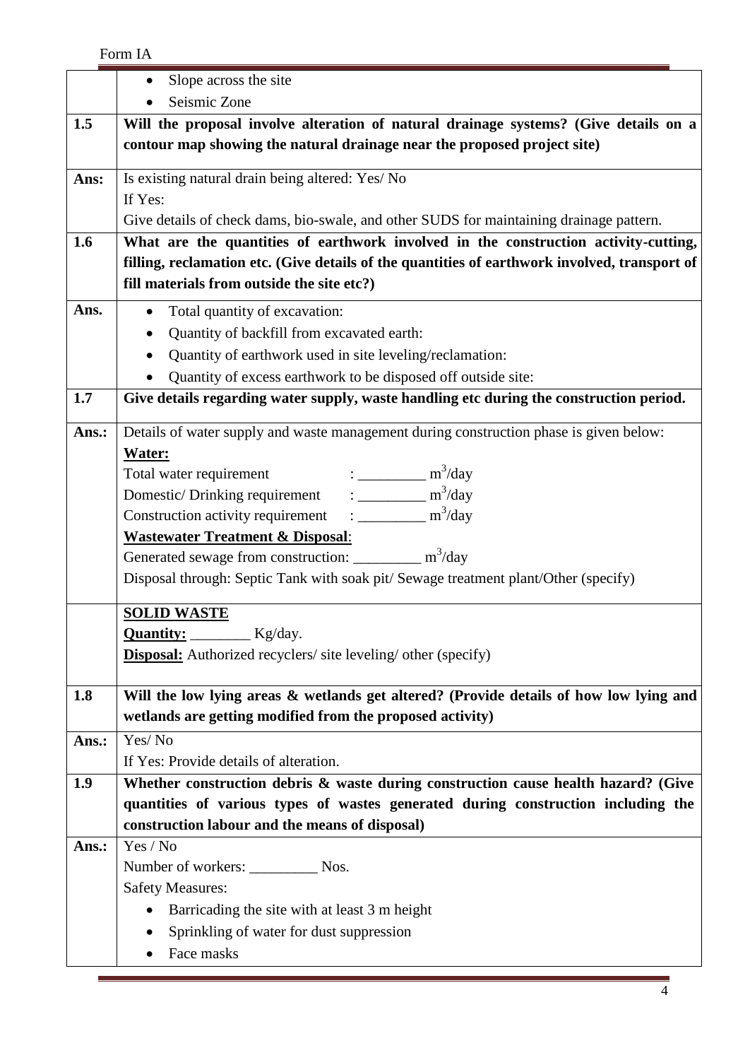| | |
|---|---|
| | • Slope across the site<br>• Seismic Zone |
| **1.5** | **Will the proposal involve alteration of natural drainage systems? (Give details on a contour map showing the natural drainage near the proposed project site)** |
| **Ans:** | Is existing natural drain being altered: Yes/ No<br>If Yes:<br>Give details of check dams, bio-swale, and other SUDS for maintaining drainage pattern. |
| **1.6** | **What are the quantities of earthwork involved in the construction activity-cutting, filling, reclamation etc. (Give details of the quantities of earthwork involved, transport of fill materials from outside the site etc?)** |
| **Ans.** | • Total quantity of excavation:<br>• Quantity of backfill from excavated earth:<br>• Quantity of earthwork used in site leveling/reclamation:<br>• Quantity of excess earthwork to be disposed off outside site: |
| **1.7** | **Give details regarding water supply, waste handling etc during the construction period.** |
| **Ans.:** | Details of water supply and waste management during construction phase is given below:<br>**Water:**<br>Total water requirement : _________ $m^3$/day<br>Domestic/ Drinking requirement : _________ $m^3$/day<br>Construction activity requirement : _________ $m^3$/day<br>**Wastewater Treatment & Disposal**:<br>Generated sewage from construction: _________ $m^3$/day<br>Disposal through: Septic Tank with soak pit/ Sewage treatment plant/Other (specify) |
| | **SOLID WASTE**<br>**Quantity:** ________ Kg/day.<br>**Disposal:** Authorized recyclers/ site leveling/ other (specify) |
| **1.8** | **Will the low lying areas & wetlands get altered? (Provide details of how low lying and wetlands are getting modified from the proposed activity)** |
| **Ans.:** | Yes/ No<br>If Yes: Provide details of alteration. |
| **1.9** | **Whether construction debris & waste during construction cause health hazard? (Give quantities of various types of wastes generated during construction including the construction labour and the means of disposal)** |
| **Ans.:** | Yes / No<br>Number of workers: _________ Nos.<br>Safety Measures:<br>• Barricading the site with at least 3 m height<br>• Sprinkling of water for dust suppression<br>• Face masks |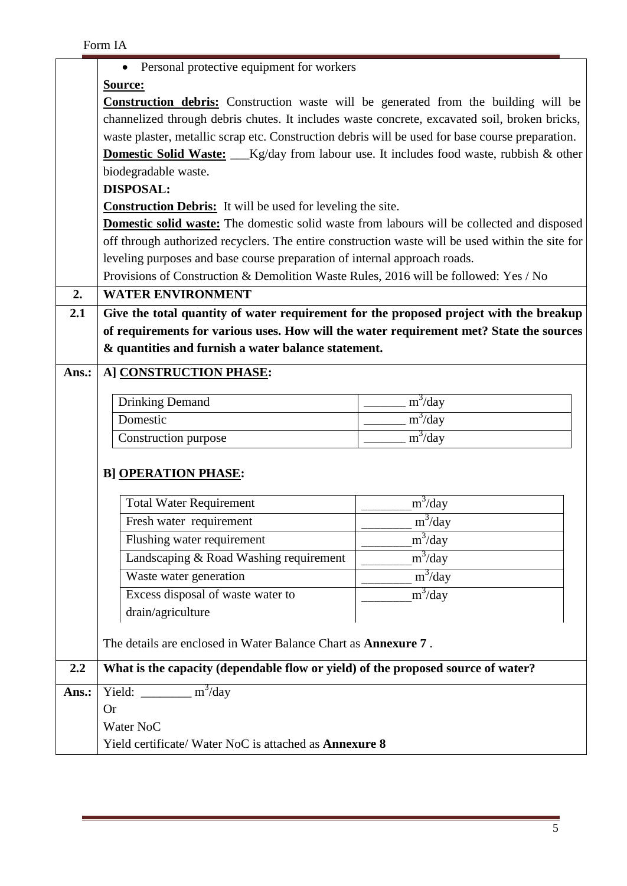- Personal protective equipment for workers

**Source:**

**Construction debris:** Construction waste will be generated from the building will be channelized through debris chutes. It includes waste concrete, excavated soil, broken bricks, waste plaster, metallic scrap etc. Construction debris will be used for base course preparation.

**Domestic Solid Waste:** ___Kg/day from labour use. It includes food waste, rubbish & other biodegradable waste.

**DISPOSAL:**

**Construction Debris:** It will be used for leveling the site.

**Domestic solid waste:** The domestic solid waste from labours will be collected and disposed off through authorized recyclers. The entire construction waste will be used within the site for leveling purposes and base course preparation of internal approach roads.

Provisions of Construction & Demolition Waste Rules, 2016 will be followed: Yes / No

## 2. WATER ENVIRONMENT

**2.1 Give the total quantity of water requirement for the proposed project with the breakup of requirements for various uses. How will the water requirement met? State the sources & quantities and furnish a water balance statement.**

**Ans.:** **A] CONSTRUCTION PHASE:**

| | |
|---|---|
| Drinking Demand | _______ $m^3$/day |
| Domestic | _______ $m^3$/day |
| Construction purpose | _______ $m^3$/day |

**B] OPERATION PHASE:**

| | |
|---|---|
| Total Water Requirement | ________ $m^3$/day |
| Fresh water requirement | ________ $m^3$/day |
| Flushing water requirement | ________ $m^3$/day |
| Landscaping & Road Washing requirement | ________ $m^3$/day |
| Waste water generation | ________ $m^3$/day |
| Excess disposal of waste water to drain/agriculture | ________ $m^3$/day |

The details are enclosed in Water Balance Chart as **Annexure 7** .

**2.2 What is the capacity (dependable flow or yield) of the proposed source of water?**

**Ans.:** Yield: ________ $m^3$/day

Or

Water NoC

Yield certificate/ Water NoC is attached as **Annexure 8**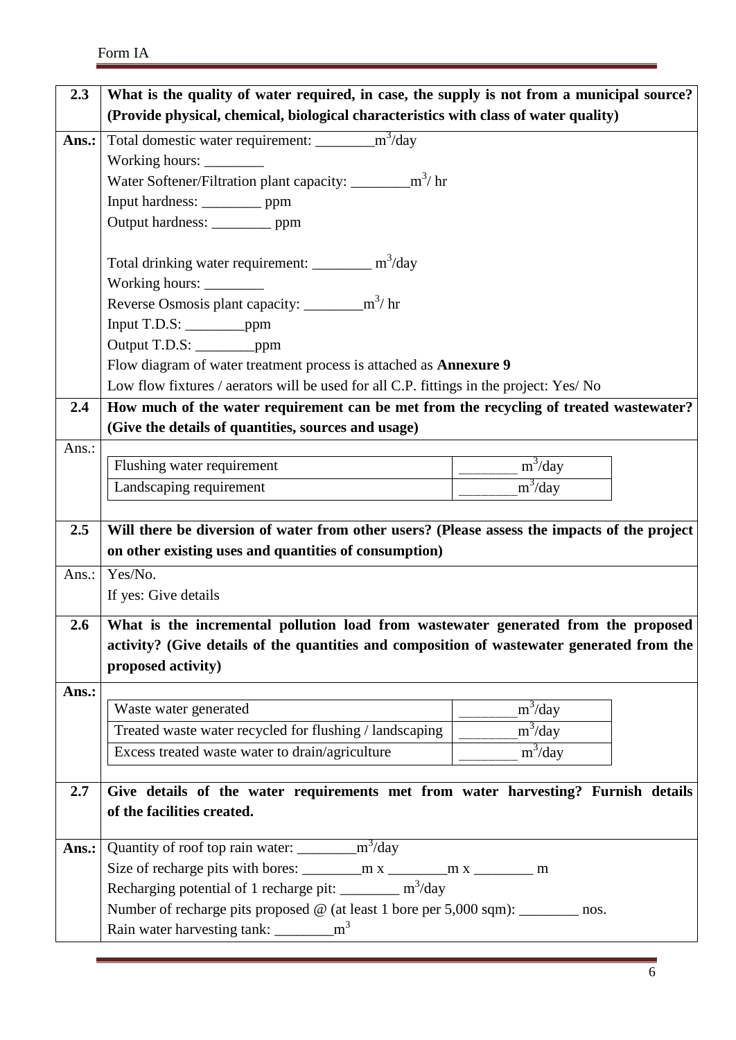| | |
|---|---|
| **2.3** | **What is the quality of water required, in case, the supply is not from a municipal source? (Provide physical, chemical, biological characteristics with class of water quality)** |
| **Ans.:** | Total domestic water requirement: ________$m^3$/day<br>Working hours: ________<br>Water Softener/Filtration plant capacity: ________$m^3$/ hr<br>Input hardness: ________ ppm<br>Output hardness: ________ ppm<br><br>Total drinking water requirement: ________ $m^3$/day<br>Working hours: ________<br>Reverse Osmosis plant capacity: ________$m^3$/ hr<br>Input T.D.S: ________ppm<br>Output T.D.S: ________ppm<br>Flow diagram of water treatment process is attached as **Annexure 9**<br>Low flow fixtures / aerators will be used for all C.P. fittings in the project: Yes/ No |
| **2.4** | **How much of the water requirement can be met from the recycling of treated wastewater? (Give the details of quantities, sources and usage)** |
| Ans.: | Flushing water requirement: ________ $m^3$/day<br>Landscaping requirement: ________$m^3$/day |
| **2.5** | **Will there be diversion of water from other users? (Please assess the impacts of the project on other existing uses and quantities of consumption)** |
| Ans.: | Yes/No.<br>If yes: Give details |
| **2.6** | **What is the incremental pollution load from wastewater generated from the proposed activity? (Give details of the quantities and composition of wastewater generated from the proposed activity)** |
| **Ans.:** | Waste water generated: ________$m^3$/day<br>Treated waste water recycled for flushing / landscaping: ________$m^3$/day<br>Excess treated waste water to drain/agriculture: ________ $m^3$/day |
| **2.7** | **Give details of the water requirements met from water harvesting? Furnish details of the facilities created.** |
| **Ans.:** | Quantity of roof top rain water: ________$m^3$/day<br>Size of recharge pits with bores: ________m x ________m x ________ m<br>Recharging potential of 1 recharge pit: ________ $m^3$/day<br>Number of recharge pits proposed @ (at least 1 bore per 5,000 sqm): ________ nos.<br>Rain water harvesting tank: ________$m^3$ |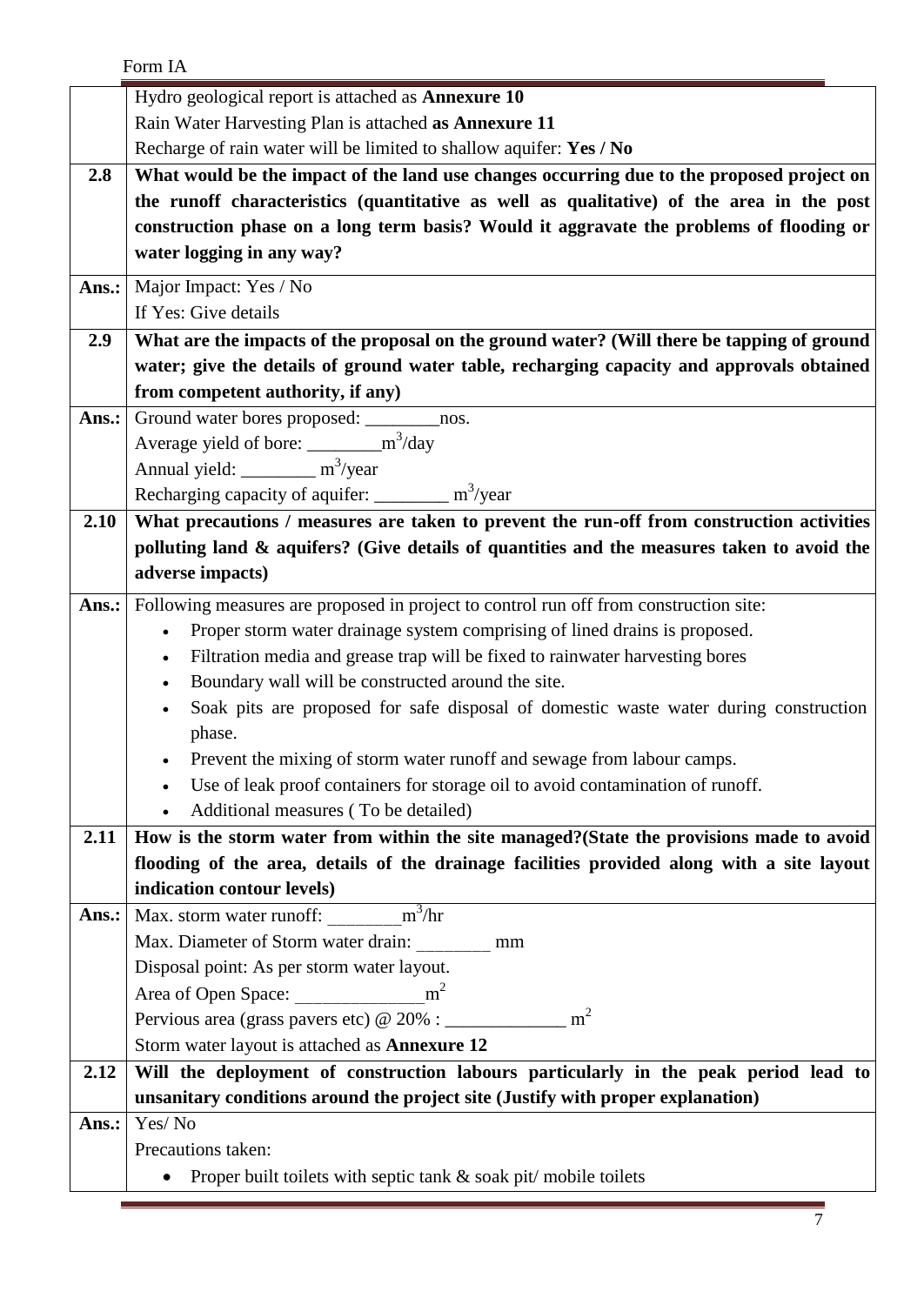| | |
|---|---|
| | Hydro geological report is attached as **Annexure 10**<br>Rain Water Harvesting Plan is attached **as Annexure 11**<br>Recharge of rain water will be limited to shallow aquifer: **Yes / No** |
| **2.8** | **What would be the impact of the land use changes occurring due to the proposed project on the runoff characteristics (quantitative as well as qualitative) of the area in the post construction phase on a long term basis? Would it aggravate the problems of flooding or water logging in any way?** |
| **Ans.:** | Major Impact: Yes / No<br>If Yes: Give details |
| **2.9** | **What are the impacts of the proposal on the ground water? (Will there be tapping of ground water; give the details of ground water table, recharging capacity and approvals obtained from competent authority, if any)** |
| **Ans.:** | Ground water bores proposed: ________nos.<br>Average yield of bore: ________$m^3$/day<br>Annual yield: ________ $m^3$/year<br>Recharging capacity of aquifer: ________ $m^3$/year |
| **2.10** | **What precautions / measures are taken to prevent the run-off from construction activities polluting land & aquifers? (Give details of quantities and the measures taken to avoid the adverse impacts)** |
| **Ans.:** | Following measures are proposed in project to control run off from construction site:<br>• Proper storm water drainage system comprising of lined drains is proposed.<br>• Filtration media and grease trap will be fixed to rainwater harvesting bores<br>• Boundary wall will be constructed around the site.<br>• Soak pits are proposed for safe disposal of domestic waste water during construction phase.<br>• Prevent the mixing of storm water runoff and sewage from labour camps.<br>• Use of leak proof containers for storage oil to avoid contamination of runoff.<br>• Additional measures ( To be detailed) |
| **2.11** | **How is the storm water from within the site managed?(State the provisions made to avoid flooding of the area, details of the drainage facilities provided along with a site layout indication contour levels)** |
| **Ans.:** | Max. storm water runoff: ________$m^3$/hr<br>Max. Diameter of Storm water drain: ________ mm<br>Disposal point: As per storm water layout.<br>Area of Open Space: ______________$m^2$<br>Pervious area (grass pavers etc) @ 20% : _____________ $m^2$<br>Storm water layout is attached as **Annexure 12** |
| **2.12** | **Will the deployment of construction labours particularly in the peak period lead to unsanitary conditions around the project site (Justify with proper explanation)** |
| **Ans.:** | Yes/ No<br>Precautions taken:<br>• Proper built toilets with septic tank & soak pit/ mobile toilets |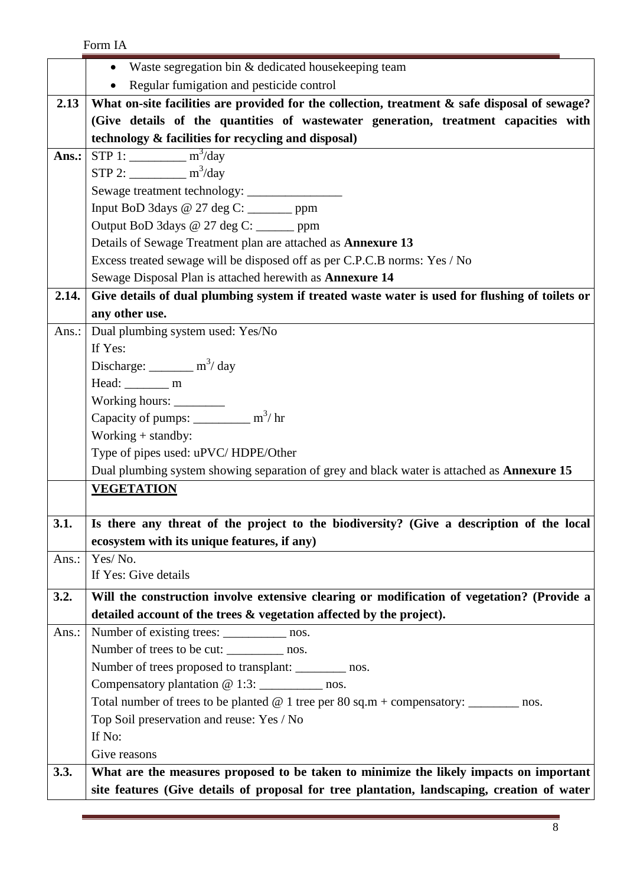| | |
|---|---|
| | • Waste segregation bin & dedicated housekeeping team<br>• Regular fumigation and pesticide control |
| **2.13** | **What on-site facilities are provided for the collection, treatment & safe disposal of sewage? (Give details of the quantities of wastewater generation, treatment capacities with technology & facilities for recycling and disposal)** |
| **Ans.:** | STP 1: _________ $m^3$/day<br>STP 2: _________ $m^3$/day<br>Sewage treatment technology: _______________<br>Input BoD 3days @ 27 deg C: _______ ppm<br>Output BoD 3days @ 27 deg C: ______ ppm<br>Details of Sewage Treatment plan are attached as **Annexure 13**<br>Excess treated sewage will be disposed off as per C.P.C.B norms: Yes / No<br>Sewage Disposal Plan is attached herewith as **Annexure 14** |
| **2.14.** | **Give details of dual plumbing system if treated waste water is used for flushing of toilets or any other use.** |
| Ans.: | Dual plumbing system used: Yes/No<br>If Yes:<br>Discharge: _______ $m^3$/ day<br>Head: _______ m<br>Working hours: ________<br>Capacity of pumps: _________ $m^3$/ hr<br>Working + standby:<br>Type of pipes used: uPVC/ HDPE/Other<br>Dual plumbing system showing separation of grey and black water is attached as **Annexure 15** |
| | **<u>VEGETATION</u>** |
| **3.1.** | **Is there any threat of the project to the biodiversity? (Give a description of the local ecosystem with its unique features, if any)** |
| Ans.: | Yes/ No.<br>If Yes: Give details |
| **3.2.** | **Will the construction involve extensive clearing or modification of vegetation? (Provide a detailed account of the trees & vegetation affected by the project).** |
| Ans.: | Number of existing trees: __________ nos.<br>Number of trees to be cut: _________ nos.<br>Number of trees proposed to transplant: ________ nos.<br>Compensatory plantation @ 1:3: __________ nos.<br>Total number of trees to be planted @ 1 tree per 80 sq.m + compensatory: ________ nos.<br>Top Soil preservation and reuse: Yes / No<br>If No:<br>Give reasons |
| **3.3.** | **What are the measures proposed to be taken to minimize the likely impacts on important site features (Give details of proposal for tree plantation, landscaping, creation of water** |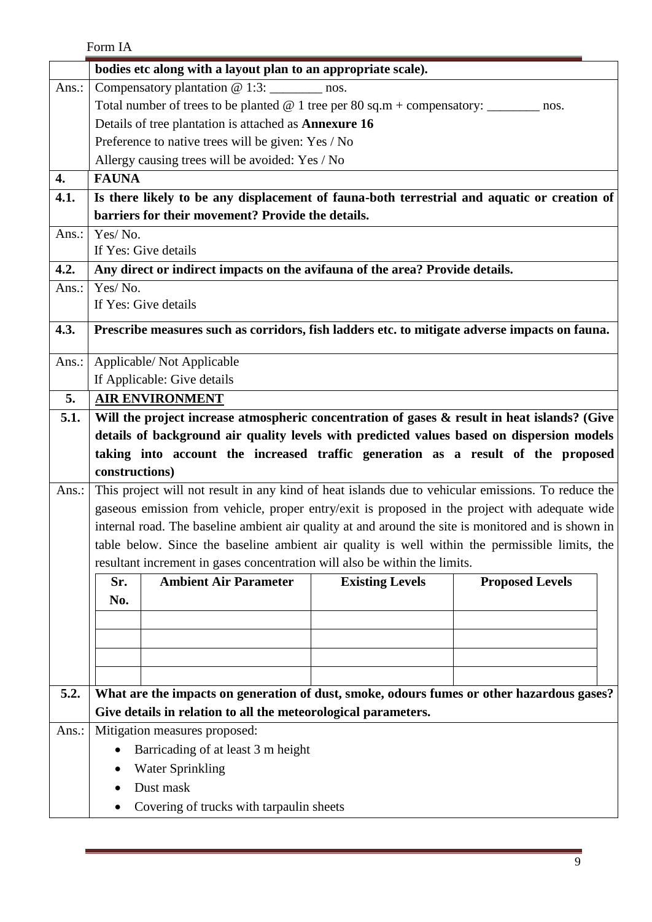| | |
|---|---|
| | **bodies etc along with a layout plan to an appropriate scale).** |
| Ans.: | Compensatory plantation @ 1:3: ________ nos.<br>Total number of trees to be planted @ 1 tree per 80 sq.m + compensatory: ________ nos.<br>Details of tree plantation is attached as **Annexure 16**<br>Preference to native trees will be given: Yes / No<br>Allergy causing trees will be avoided: Yes / No |
| **4.** | **FAUNA** |
| **4.1.** | **Is there likely to be any displacement of fauna-both terrestrial and aquatic or creation of barriers for their movement? Provide the details.** |
| Ans.: | Yes/ No.<br>If Yes: Give details |
| **4.2.** | **Any direct or indirect impacts on the avifauna of the area? Provide details.** |
| Ans.: | Yes/ No.<br>If Yes: Give details |
| **4.3.** | **Prescribe measures such as corridors, fish ladders etc. to mitigate adverse impacts on fauna.** |
| Ans.: | Applicable/ Not Applicable<br>If Applicable: Give details |
| **5.** | **AIR ENVIRONMENT** |
| **5.1.** | **Will the project increase atmospheric concentration of gases & result in heat islands? (Give details of background air quality levels with predicted values based on dispersion models taking into account the increased traffic generation as a result of the proposed constructions)** |
| Ans.: | This project will not result in any kind of heat islands due to vehicular emissions. To reduce the gaseous emission from vehicle, proper entry/exit is proposed in the project with adequate wide internal road. The baseline ambient air quality at and around the site is monitored and is shown in table below. Since the baseline ambient air quality is well within the permissible limits, the resultant increment in gases concentration will also be within the limits. |

| Sr. No. | Ambient Air Parameter | Existing Levels | Proposed Levels |
|---|---|---|---|
| | | | |
| | | | |
| | | | |
| | | | |

| | |
|---|---|
| **5.2.** | **What are the impacts on generation of dust, smoke, odours fumes or other hazardous gases? Give details in relation to all the meteorological parameters.** |
| Ans.: | Mitigation measures proposed:<br>• Barricading of at least 3 m height<br>• Water Sprinkling<br>• Dust mask<br>• Covering of trucks with tarpaulin sheets |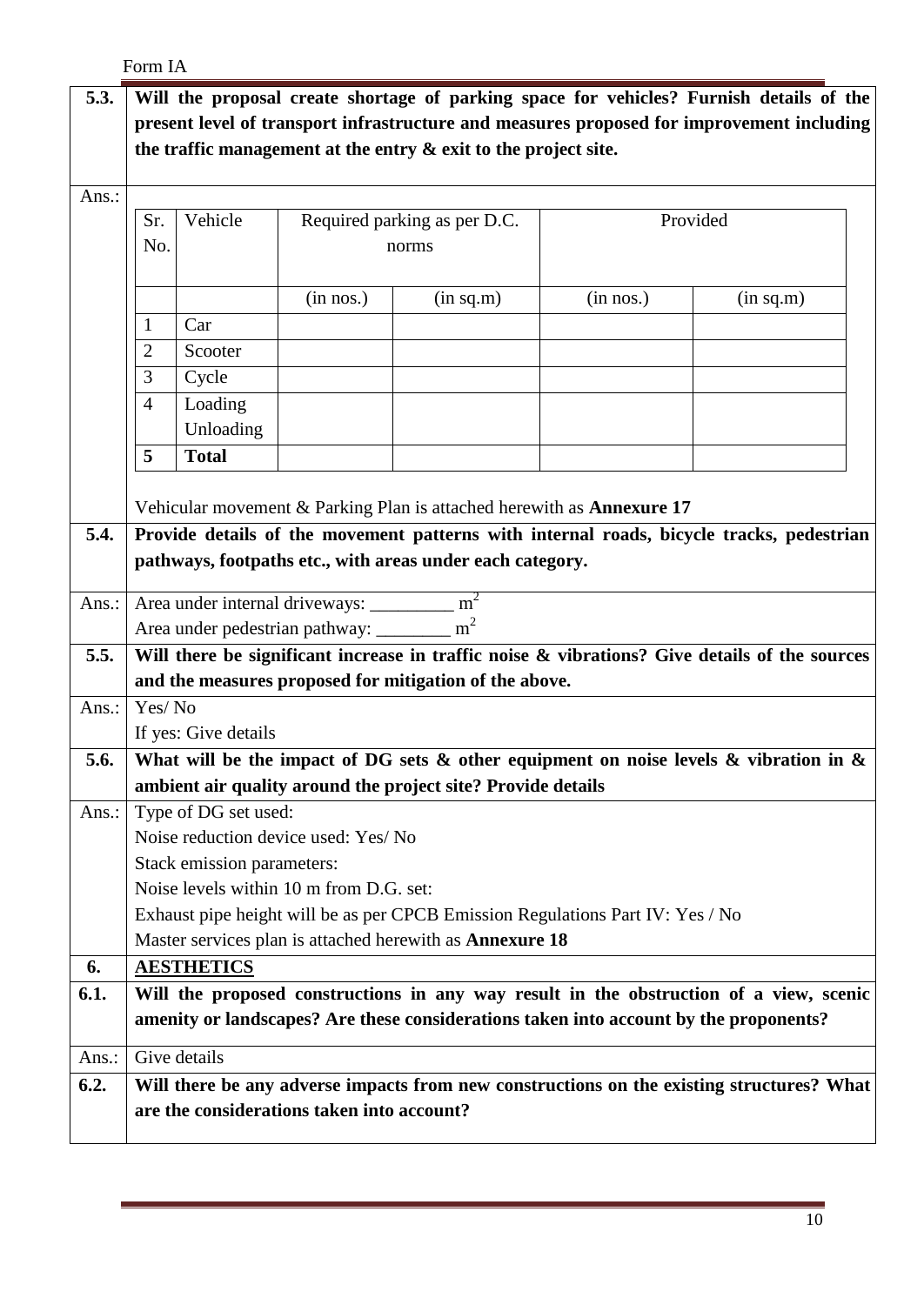| | |
|---|---|
| **5.3.** | **Will the proposal create shortage of parking space for vehicles? Furnish details of the present level of transport infrastructure and measures proposed for improvement including the traffic management at the entry & exit to the project site.** |

Ans.:

| Sr. No. | Vehicle | Required parking as per D.C. norms | | Provided | |
|---|---|---|---|---|---|
| | | (in nos.) | (in sq.m) | (in nos.) | (in sq.m) |
| 1 | Car | | | | |
| 2 | Scooter | | | | |
| 3 | Cycle | | | | |
| 4 | Loading Unloading | | | | |
| **5** | **Total** | | | | |

Vehicular movement & Parking Plan is attached herewith as **Annexure 17**

| | |
|---|---|
| **5.4.** | **Provide details of the movement patterns with internal roads, bicycle tracks, pedestrian pathways, footpaths etc., with areas under each category.** |
| Ans.: | Area under internal driveways: _________ $m^2$<br>Area under pedestrian pathway: ________ $m^2$ |
| **5.5.** | **Will there be significant increase in traffic noise & vibrations? Give details of the sources and the measures proposed for mitigation of the above.** |
| Ans.: | Yes/ No<br>If yes: Give details |
| **5.6.** | **What will be the impact of DG sets & other equipment on noise levels & vibration in & ambient air quality around the project site? Provide details** |
| Ans.: | Type of DG set used:<br>Noise reduction device used: Yes/ No<br>Stack emission parameters:<br>Noise levels within 10 m from D.G. set:<br>Exhaust pipe height will be as per CPCB Emission Regulations Part IV: Yes / No<br>Master services plan is attached herewith as **Annexure 18** |
| **6.** | **<u>AESTHETICS</u>** |
| **6.1.** | **Will the proposed constructions in any way result in the obstruction of a view, scenic amenity or landscapes? Are these considerations taken into account by the proponents?** |
| Ans.: | Give details |
| **6.2.** | **Will there be any adverse impacts from new constructions on the existing structures? What are the considerations taken into account?** |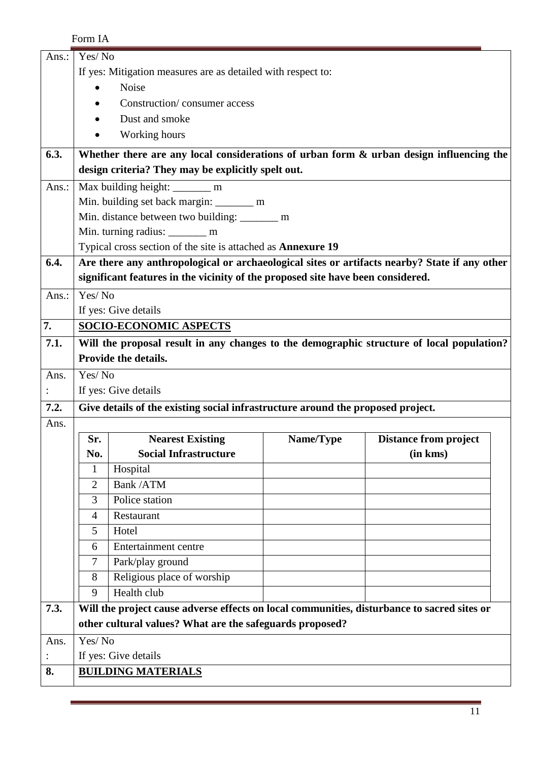| | |
|---|---|
| Ans.: | Yes/ No<br>If yes: Mitigation measures are as detailed with respect to:<br>• Noise<br>• Construction/ consumer access<br>• Dust and smoke<br>• Working hours |
| **6.3.** | **Whether there are any local considerations of urban form & urban design influencing the design criteria? They may be explicitly spelt out.** |
| Ans.: | Max building height: _______ m<br>Min. building set back margin: _______ m<br>Min. distance between two building: _______ m<br>Min. turning radius: _______ m<br>Typical cross section of the site is attached as **Annexure 19** |
| **6.4.** | **Are there any anthropological or archaeological sites or artifacts nearby? State if any other significant features in the vicinity of the proposed site have been considered.** |
| Ans.: | Yes/ No<br>If yes: Give details |
| **7.** | **SOCIO-ECONOMIC ASPECTS** |
| **7.1.** | **Will the proposal result in any changes to the demographic structure of local population? Provide the details.** |
| Ans.: | Yes/ No<br>If yes: Give details |
| **7.2.** | **Give details of the existing social infrastructure around the proposed project.** |
| Ans. | |

| Sr. No. | Nearest Existing Social Infrastructure | Name/Type | Distance from project (in kms) |
|---|---|---|---|
| 1 | Hospital | | |
| 2 | Bank /ATM | | |
| 3 | Police station | | |
| 4 | Restaurant | | |
| 5 | Hotel | | |
| 6 | Entertainment centre | | |
| 7 | Park/play ground | | |
| 8 | Religious place of worship | | |
| 9 | Health club | | |

| | |
|---|---|
| **7.3.** | **Will the project cause adverse effects on local communities, disturbance to sacred sites or other cultural values? What are the safeguards proposed?** |
| Ans.: | Yes/ No<br>If yes: Give details |
| **8.** | **BUILDING MATERIALS** |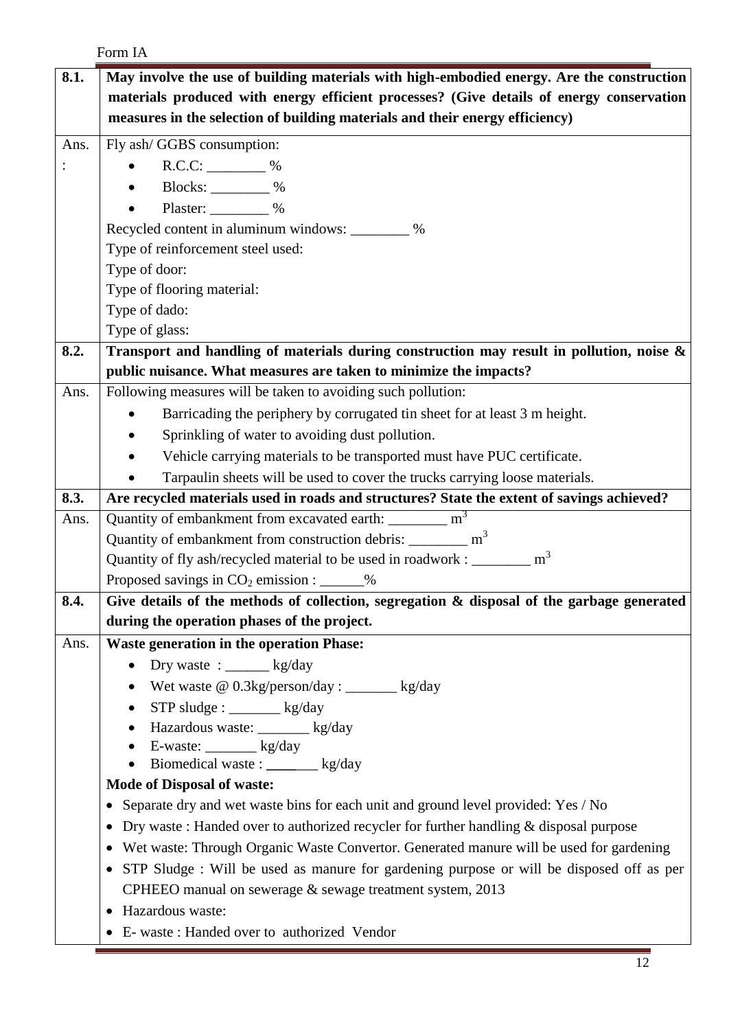Form IA

| | |
|---|---|
| **8.1.** | **May involve the use of building materials with high-embodied energy. Are the construction materials produced with energy efficient processes? (Give details of energy conservation measures in the selection of building materials and their energy efficiency)** |
| Ans. : | Fly ash/ GGBS consumption:<br>• R.C.C: ________ %<br>• Blocks: ________ %<br>• Plaster: ________ %<br>Recycled content in aluminum windows: ________ %<br>Type of reinforcement steel used:<br>Type of door:<br>Type of flooring material:<br>Type of dado:<br>Type of glass: |
| **8.2.** | **Transport and handling of materials during construction may result in pollution, noise & public nuisance. What measures are taken to minimize the impacts?** |
| Ans. | Following measures will be taken to avoiding such pollution:<br>• Barricading the periphery by corrugated tin sheet for at least 3 m height.<br>• Sprinkling of water to avoiding dust pollution.<br>• Vehicle carrying materials to be transported must have PUC certificate.<br>• Tarpaulin sheets will be used to cover the trucks carrying loose materials. |
| **8.3.** | **Are recycled materials used in roads and structures? State the extent of savings achieved?** |
| Ans. | Quantity of embankment from excavated earth: ________ $m^3$<br>Quantity of embankment from construction debris: ________ $m^3$<br>Quantity of fly ash/recycled material to be used in roadwork : ________ $m^3$<br>Proposed savings in $CO_2$ emission : ______% |
| **8.4.** | **Give details of the methods of collection, segregation & disposal of the garbage generated during the operation phases of the project.** |
| Ans. | **Waste generation in the operation Phase:**<br>• Dry waste : ______ kg/day<br>• Wet waste @ 0.3kg/person/day : _______ kg/day<br>• STP sludge : _______ kg/day<br>• Hazardous waste: _______ kg/day<br>• E-waste: _______ kg/day<br>• Biomedical waste : _______ kg/day<br>**Mode of Disposal of waste:**<br>• Separate dry and wet waste bins for each unit and ground level provided: Yes / No<br>• Dry waste : Handed over to authorized recycler for further handling & disposal purpose<br>• Wet waste: Through Organic Waste Convertor. Generated manure will be used for gardening<br>• STP Sludge : Will be used as manure for gardening purpose or will be disposed off as per CPHEEO manual on sewerage & sewage treatment system, 2013<br>• Hazardous waste:<br>• E- waste : Handed over to authorized Vendor |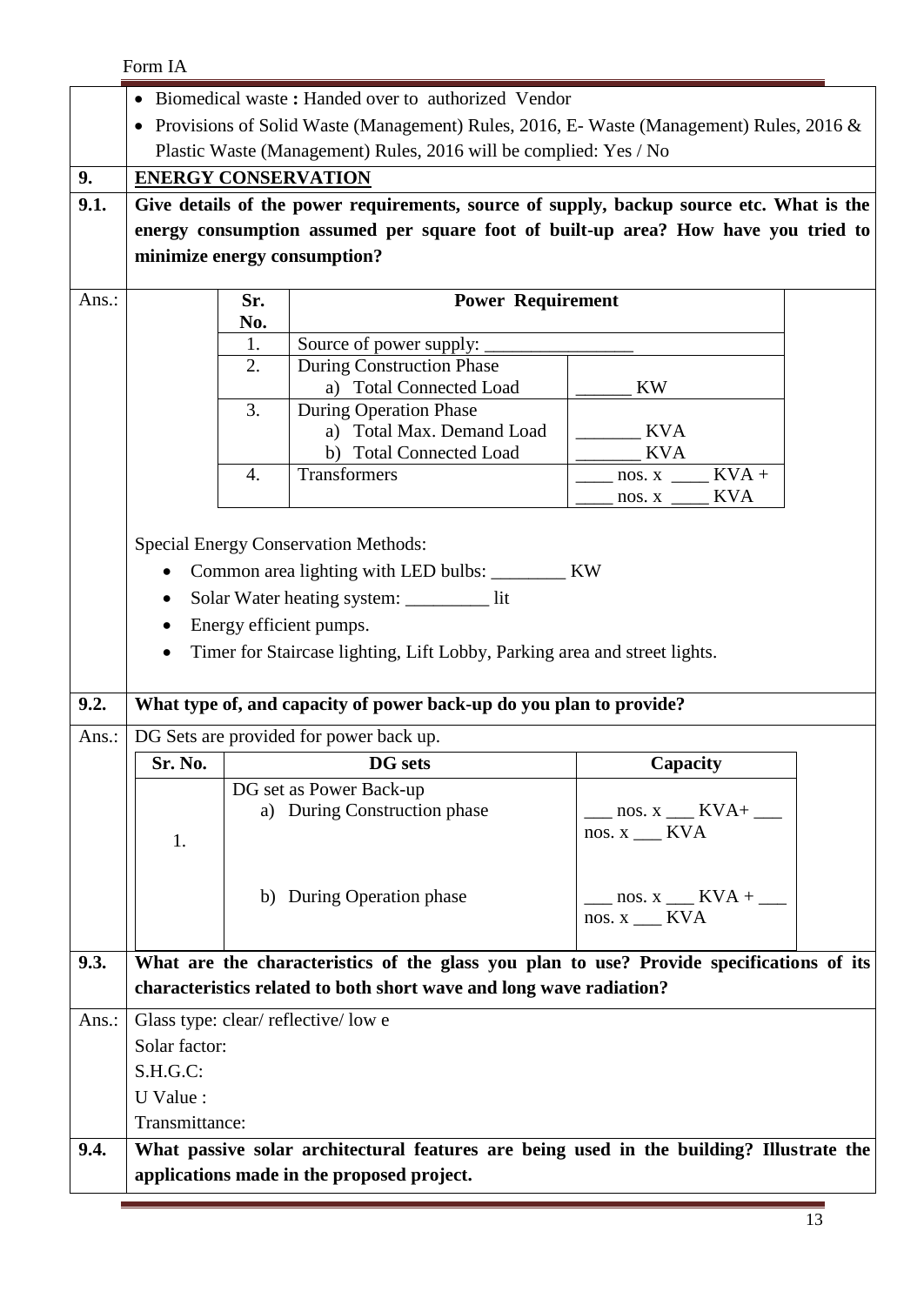- Biomedical waste **:** Handed over to authorized Vendor
- Provisions of Solid Waste (Management) Rules, 2016, E- Waste (Management) Rules, 2016 & Plastic Waste (Management) Rules, 2016 will be complied: Yes / No

**9. ENERGY CONSERVATION**

**9.1. Give details of the power requirements, source of supply, backup source etc. What is the energy consumption assumed per square foot of built-up area? How have you tried to minimize energy consumption?**

Ans.:

| Sr. No. | Power Requirement | |
|---|---|---|
| 1. | Source of power supply: ________________ | |
| 2. | During Construction Phase<br>a) Total Connected Load | ______ KW |
| 3. | During Operation Phase<br>a) Total Max. Demand Load<br>b) Total Connected Load | _______ KVA<br>_______ KVA |
| 4. | Transformers | ____ nos. x ____ KVA +<br>____ nos. x ____ KVA |

Special Energy Conservation Methods:

- Common area lighting with LED bulbs: ________ KW
- Solar Water heating system: _________ lit
- Energy efficient pumps.
- Timer for Staircase lighting, Lift Lobby, Parking area and street lights.

**9.2. What type of, and capacity of power back-up do you plan to provide?**

Ans.: DG Sets are provided for power back up.

| Sr. No. | DG sets | Capacity |
|---|---|---|
| 1. | DG set as Power Back-up<br>a) During Construction phase<br><br>b) During Operation phase | ___ nos. x ___ KVA+ ___ nos. x ___ KVA<br><br>___ nos. x ___ KVA + ___ nos. x ___ KVA |

**9.3. What are the characteristics of the glass you plan to use? Provide specifications of its characteristics related to both short wave and long wave radiation?**

Ans.: Glass type: clear/ reflective/ low e

Solar factor:

S.H.G.C:

U Value :

Transmittance:

**9.4. What passive solar architectural features are being used in the building? Illustrate the applications made in the proposed project.**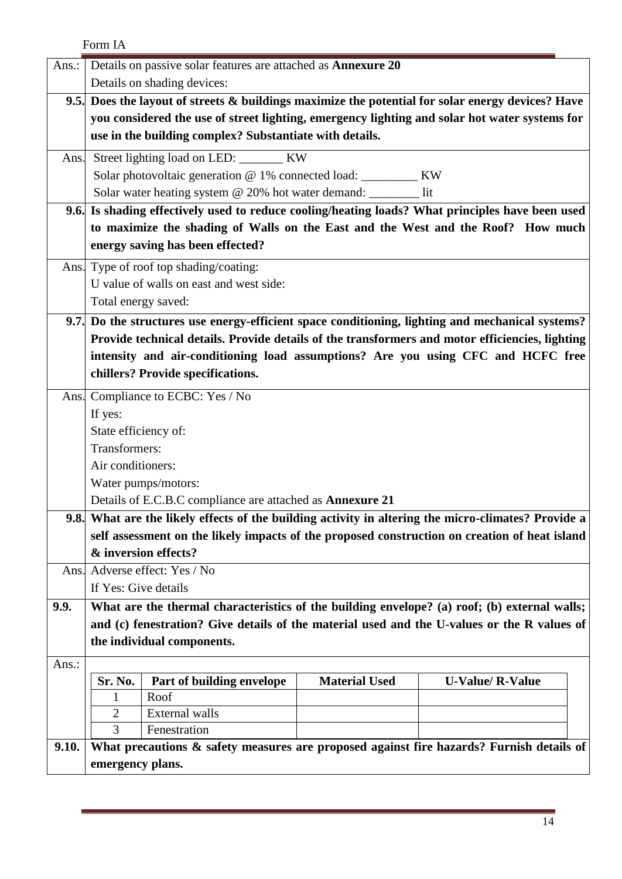Form IA

Ans.: Details on passive solar features are attached as **Annexure 20**

Details on shading devices:

**9.5. Does the layout of streets & buildings maximize the potential for solar energy devices? Have you considered the use of street lighting, emergency lighting and solar hot water systems for use in the building complex? Substantiate with details.**

Ans. Street lighting load on LED: _______ KW

Solar photovoltaic generation @ 1% connected load: _________ KW

Solar water heating system @ 20% hot water demand: ________ lit

**9.6. Is shading effectively used to reduce cooling/heating loads? What principles have been used to maximize the shading of Walls on the East and the West and the Roof? How much energy saving has been effected?**

Ans. Type of roof top shading/coating:

U value of walls on east and west side:

Total energy saved:

**9.7. Do the structures use energy-efficient space conditioning, lighting and mechanical systems? Provide technical details. Provide details of the transformers and motor efficiencies, lighting intensity and air-conditioning load assumptions? Are you using CFC and HCFC free chillers? Provide specifications.**

Ans. Compliance to ECBC: Yes / No

If yes:

State efficiency of:

Transformers:

Air conditioners:

Water pumps/motors:

Details of E.C.B.C compliance are attached as **Annexure 21**

**9.8. What are the likely effects of the building activity in altering the micro-climates? Provide a self assessment on the likely impacts of the proposed construction on creation of heat island & inversion effects?**

Ans. Adverse effect: Yes / No

If Yes: Give details

**9.9. What are the thermal characteristics of the building envelope? (a) roof; (b) external walls; and (c) fenestration? Give details of the material used and the U-values or the R values of the individual components.**

Ans.:

| Sr. No. | Part of building envelope | Material Used | U-Value/ R-Value |
|---|---|---|---|
| 1 | Roof | | |
| 2 | External walls | | |
| 3 | Fenestration | | |

**9.10. What precautions & safety measures are proposed against fire hazards? Furnish details of emergency plans.**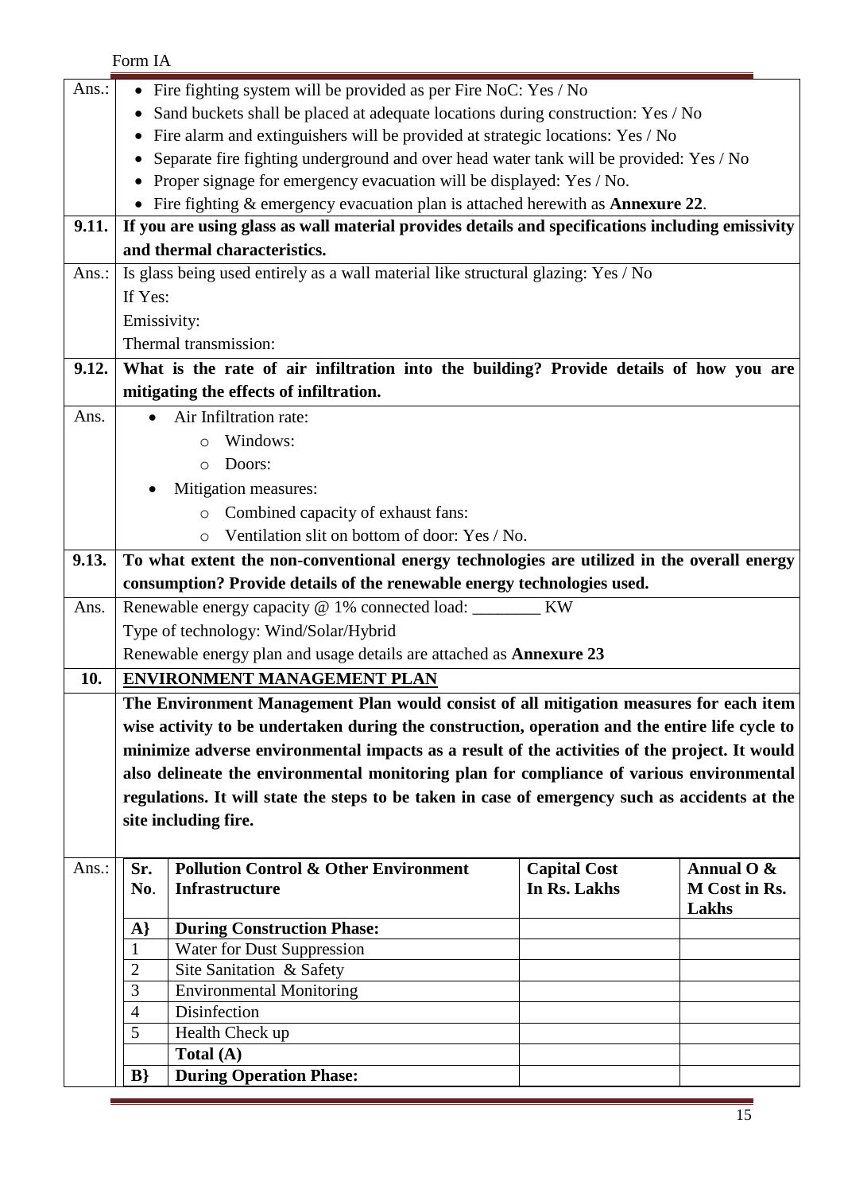| | |
|---|---|
| Ans.: | • Fire fighting system will be provided as per Fire NoC: Yes / No<br>• Sand buckets shall be placed at adequate locations during construction: Yes / No<br>• Fire alarm and extinguishers will be provided at strategic locations: Yes / No<br>• Separate fire fighting underground and over head water tank will be provided: Yes / No<br>• Proper signage for emergency evacuation will be displayed: Yes / No.<br>• Fire fighting & emergency evacuation plan is attached herewith as **Annexure 22**. |
| **9.11.** | **If you are using glass as wall material provides details and specifications including emissivity and thermal characteristics.** |
| Ans.: | Is glass being used entirely as a wall material like structural glazing: Yes / No<br>If Yes:<br>Emissivity:<br>Thermal transmission: |
| **9.12.** | **What is the rate of air infiltration into the building? Provide details of how you are mitigating the effects of infiltration.** |
| Ans. | • Air Infiltration rate:<br>  ○ Windows:<br>  ○ Doors:<br>• Mitigation measures:<br>  ○ Combined capacity of exhaust fans:<br>  ○ Ventilation slit on bottom of door: Yes / No. |
| **9.13.** | **To what extent the non-conventional energy technologies are utilized in the overall energy consumption? Provide details of the renewable energy technologies used.** |
| Ans. | Renewable energy capacity @ 1% connected load: ________ KW<br>Type of technology: Wind/Solar/Hybrid<br>Renewable energy plan and usage details are attached as **Annexure 23** |
| **10.** | **ENVIRONMENT MANAGEMENT PLAN** |
| | **The Environment Management Plan would consist of all mitigation measures for each item wise activity to be undertaken during the construction, operation and the entire life cycle to minimize adverse environmental impacts as a result of the activities of the project. It would also delineate the environmental monitoring plan for compliance of various environmental regulations. It will state the steps to be taken in case of emergency such as accidents at the site including fire.** |

Ans.:

| Sr. No. | Pollution Control & Other Environment Infrastructure | Capital Cost In Rs. Lakhs | Annual O & M Cost in Rs. Lakhs |
|---|---|---|---|
| **A}** | **During Construction Phase:** | | |
| 1 | Water for Dust Suppression | | |
| 2 | Site Sanitation & Safety | | |
| 3 | Environmental Monitoring | | |
| 4 | Disinfection | | |
| 5 | Health Check up | | |
| | **Total (A)** | | |
| **B}** | **During Operation Phase:** | | |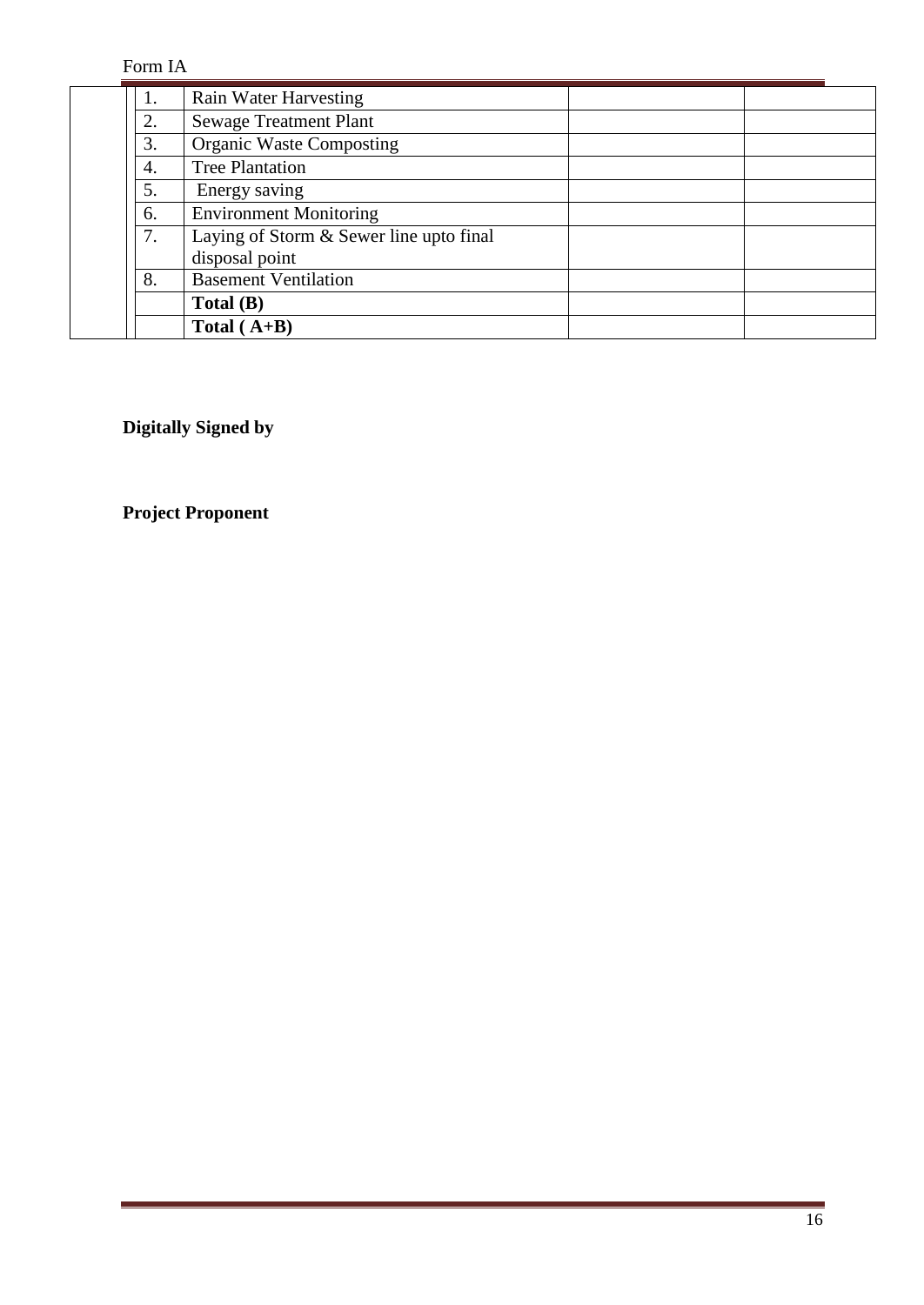| | | | | |
|---|---|---|---|---|
| | 1. | Rain Water Harvesting | | |
| | 2. | Sewage Treatment Plant | | |
| | 3. | Organic Waste Composting | | |
| | 4. | Tree Plantation | | |
| | 5. | Energy saving | | |
| | 6. | Environment Monitoring | | |
| | 7. | Laying of Storm & Sewer line upto final disposal point | | |
| | 8. | Basement Ventilation | | |
| | | **Total (B)** | | |
| | | **Total ( A+B)** | | |

**Digitally Signed by**

**Project Proponent**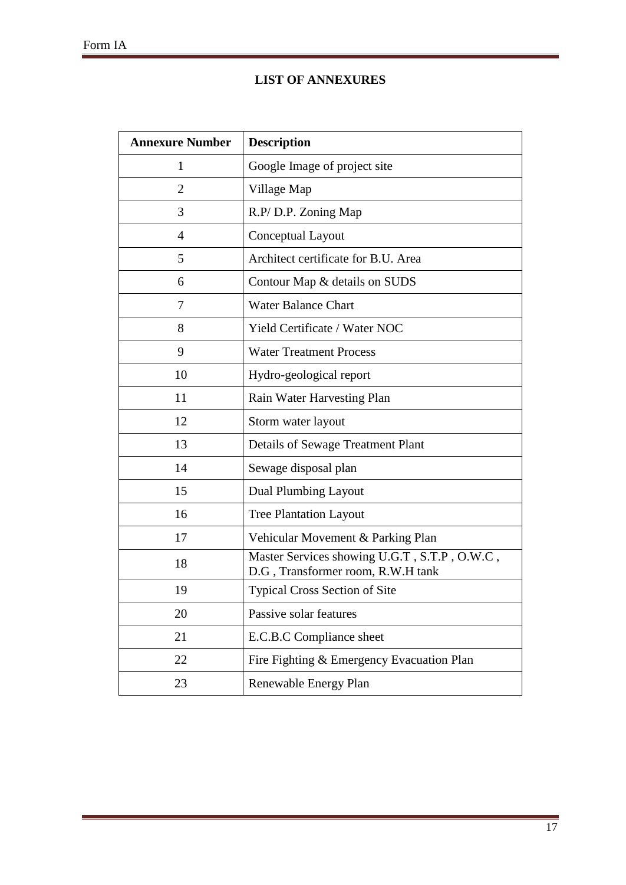# LIST OF ANNEXURES

| Annexure Number | Description |
|---|---|
| 1 | Google Image of project site |
| 2 | Village Map |
| 3 | R.P/ D.P. Zoning Map |
| 4 | Conceptual Layout |
| 5 | Architect certificate for B.U. Area |
| 6 | Contour Map & details on SUDS |
| 7 | Water Balance Chart |
| 8 | Yield Certificate / Water NOC |
| 9 | Water Treatment Process |
| 10 | Hydro-geological report |
| 11 | Rain Water Harvesting Plan |
| 12 | Storm water layout |
| 13 | Details of Sewage Treatment Plant |
| 14 | Sewage disposal plan |
| 15 | Dual Plumbing Layout |
| 16 | Tree Plantation Layout |
| 17 | Vehicular Movement & Parking Plan |
| 18 | Master Services showing U.G.T , S.T.P , O.W.C , D.G , Transformer room, R.W.H tank |
| 19 | Typical Cross Section of Site |
| 20 | Passive solar features |
| 21 | E.C.B.C Compliance sheet |
| 22 | Fire Fighting & Emergency Evacuation Plan |
| 23 | Renewable Energy Plan |